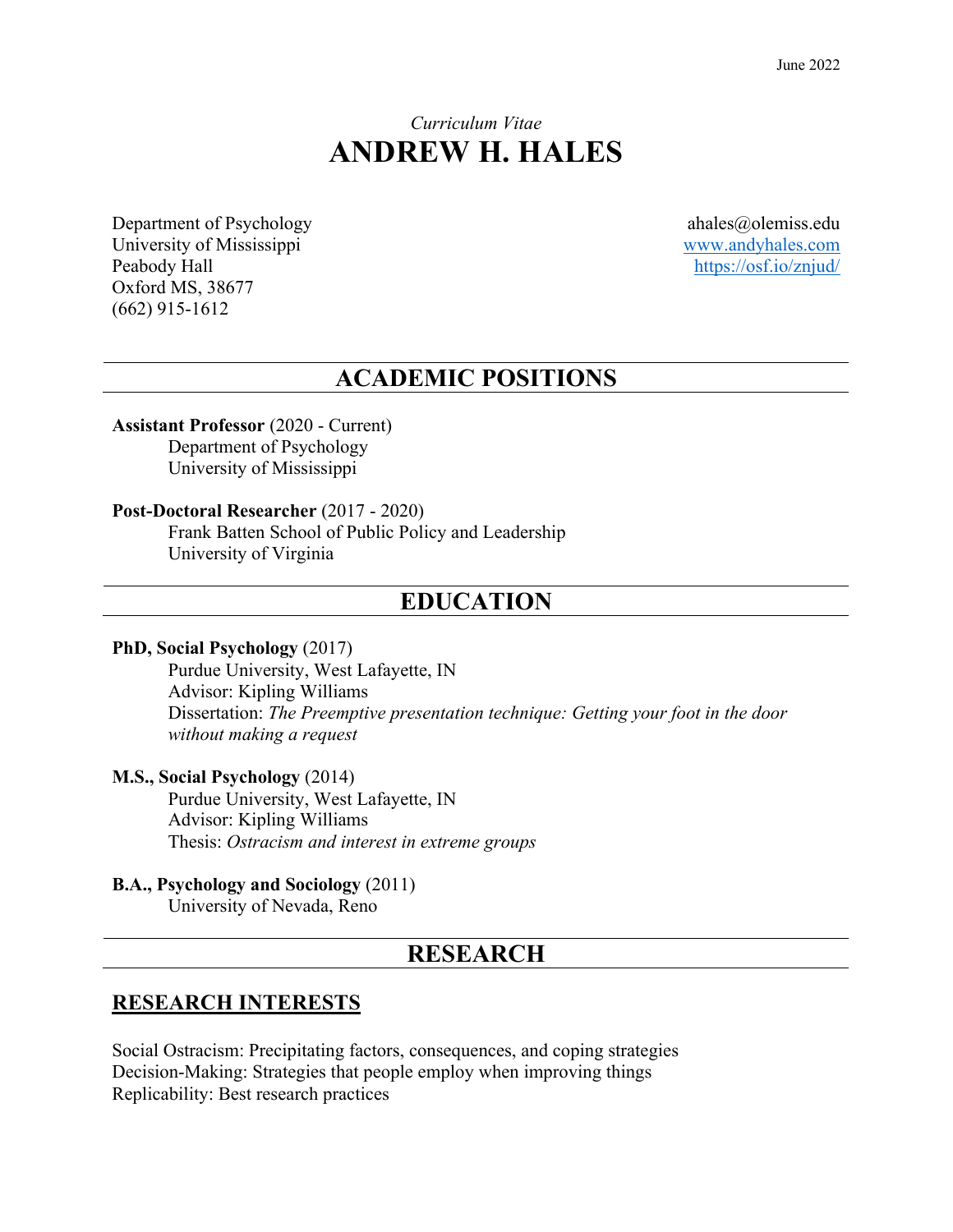June 2022

*Curriculum Vitae*

# ANDREW H. HALES

Department of Psychology
University of Mississippi
Peabody Hall
Oxford MS, 38677
(662) 915-1612

ahales@olemiss.edu
www.andyhales.com
https://osf.io/znjud/

## ACADEMIC POSITIONS

**Assistant Professor** (2020 - Current)
Department of Psychology
University of Mississippi

**Post-Doctoral Researcher** (2017 - 2020)
Frank Batten School of Public Policy and Leadership
University of Virginia

## EDUCATION

**PhD, Social Psychology** (2017)
Purdue University, West Lafayette, IN
Advisor: Kipling Williams
Dissertation: *The Preemptive presentation technique: Getting your foot in the door without making a request*

**M.S., Social Psychology** (2014)
Purdue University, West Lafayette, IN
Advisor: Kipling Williams
Thesis: *Ostracism and interest in extreme groups*

**B.A., Psychology and Sociology** (2011)
University of Nevada, Reno

## RESEARCH

### RESEARCH INTERESTS

Social Ostracism: Precipitating factors, consequences, and coping strategies
Decision-Making: Strategies that people employ when improving things
Replicability: Best research practices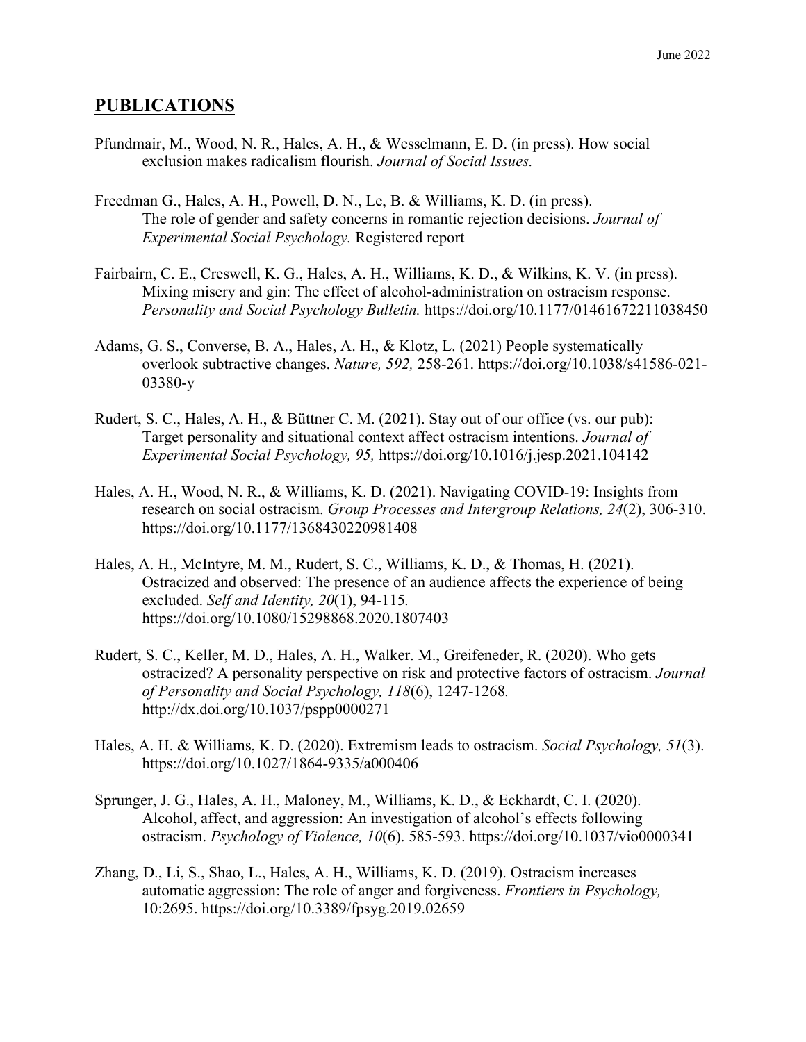## PUBLICATIONS

Pfundmair, M., Wood, N. R., Hales, A. H., & Wesselmann, E. D. (in press). How social exclusion makes radicalism flourish. *Journal of Social Issues.*

Freedman G., Hales, A. H., Powell, D. N., Le, B. & Williams, K. D. (in press). The role of gender and safety concerns in romantic rejection decisions. *Journal of Experimental Social Psychology.* Registered report

Fairbairn, C. E., Creswell, K. G., Hales, A. H., Williams, K. D., & Wilkins, K. V. (in press). Mixing misery and gin: The effect of alcohol-administration on ostracism response. *Personality and Social Psychology Bulletin.* https://doi.org/10.1177/01461672211038450

Adams, G. S., Converse, B. A., Hales, A. H., & Klotz, L. (2021) People systematically overlook subtractive changes. *Nature, 592,* 258-261. https://doi.org/10.1038/s41586-021-03380-y

Rudert, S. C., Hales, A. H., & Büttner C. M. (2021). Stay out of our office (vs. our pub): Target personality and situational context affect ostracism intentions. *Journal of Experimental Social Psychology, 95,* https://doi.org/10.1016/j.jesp.2021.104142

Hales, A. H., Wood, N. R., & Williams, K. D. (2021). Navigating COVID-19: Insights from research on social ostracism. *Group Processes and Intergroup Relations, 24*(2), 306-310. https://doi.org/10.1177/1368430220981408

Hales, A. H., McIntyre, M. M., Rudert, S. C., Williams, K. D., & Thomas, H. (2021). Ostracized and observed: The presence of an audience affects the experience of being excluded. *Self and Identity, 20*(1), 94-115*.* https://doi.org/10.1080/15298868.2020.1807403

Rudert, S. C., Keller, M. D., Hales, A. H., Walker. M., Greifeneder, R. (2020). Who gets ostracized? A personality perspective on risk and protective factors of ostracism. *Journal of Personality and Social Psychology, 118*(6), 1247-1268*.* http://dx.doi.org/10.1037/pspp0000271

Hales, A. H. & Williams, K. D. (2020). Extremism leads to ostracism. *Social Psychology, 51*(3). https://doi.org/10.1027/1864-9335/a000406

Sprunger, J. G., Hales, A. H., Maloney, M., Williams, K. D., & Eckhardt, C. I. (2020). Alcohol, affect, and aggression: An investigation of alcohol's effects following ostracism. *Psychology of Violence, 10*(6). 585-593. https://doi.org/10.1037/vio0000341

Zhang, D., Li, S., Shao, L., Hales, A. H., Williams, K. D. (2019). Ostracism increases automatic aggression: The role of anger and forgiveness. *Frontiers in Psychology,* 10:2695. https://doi.org/10.3389/fpsyg.2019.02659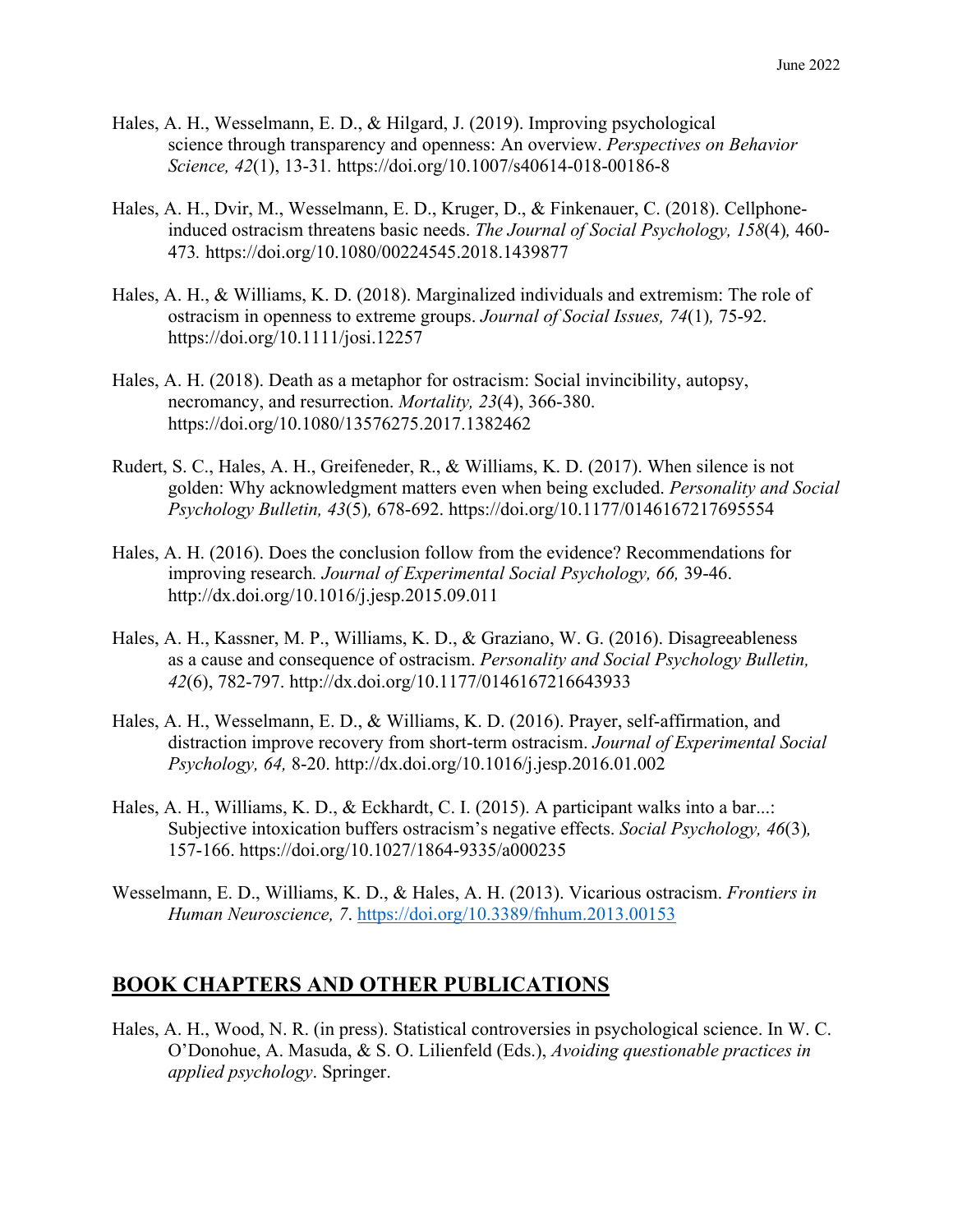Hales, A. H., Wesselmann, E. D., & Hilgard, J. (2019). Improving psychological science through transparency and openness: An overview. *Perspectives on Behavior Science, 42*(1), 13-31. https://doi.org/10.1007/s40614-018-00186-8

Hales, A. H., Dvir, M., Wesselmann, E. D., Kruger, D., & Finkenauer, C. (2018). Cellphone-induced ostracism threatens basic needs. *The Journal of Social Psychology, 158*(4)*,* 460-473*.* https://doi.org/10.1080/00224545.2018.1439877

Hales, A. H., & Williams, K. D. (2018). Marginalized individuals and extremism: The role of ostracism in openness to extreme groups. *Journal of Social Issues, 74*(1)*,* 75-92. https://doi.org/10.1111/josi.12257

Hales, A. H. (2018). Death as a metaphor for ostracism: Social invincibility, autopsy, necromancy, and resurrection. *Mortality, 23*(4), 366-380. https://doi.org/10.1080/13576275.2017.1382462

Rudert, S. C., Hales, A. H., Greifeneder, R., & Williams, K. D. (2017). When silence is not golden: Why acknowledgment matters even when being excluded. *Personality and Social Psychology Bulletin, 43*(5)*,* 678-692. https://doi.org/10.1177/0146167217695554

Hales, A. H. (2016). Does the conclusion follow from the evidence? Recommendations for improving research*. Journal of Experimental Social Psychology, 66,* 39-46. http://dx.doi.org/10.1016/j.jesp.2015.09.011

Hales, A. H., Kassner, M. P., Williams, K. D., & Graziano, W. G. (2016). Disagreeableness as a cause and consequence of ostracism. *Personality and Social Psychology Bulletin, 42*(6), 782-797. http://dx.doi.org/10.1177/0146167216643933

Hales, A. H., Wesselmann, E. D., & Williams, K. D. (2016). Prayer, self-affirmation, and distraction improve recovery from short-term ostracism. *Journal of Experimental Social Psychology, 64,* 8-20. http://dx.doi.org/10.1016/j.jesp.2016.01.002

Hales, A. H., Williams, K. D., & Eckhardt, C. I. (2015). A participant walks into a bar...: Subjective intoxication buffers ostracism's negative effects. *Social Psychology, 46*(3)*,* 157-166. https://doi.org/10.1027/1864-9335/a000235

Wesselmann, E. D., Williams, K. D., & Hales, A. H. (2013). Vicarious ostracism. *Frontiers in Human Neuroscience, 7*. https://doi.org/10.3389/fnhum.2013.00153

## BOOK CHAPTERS AND OTHER PUBLICATIONS

Hales, A. H., Wood, N. R. (in press). Statistical controversies in psychological science. In W. C. O'Donohue, A. Masuda, & S. O. Lilienfeld (Eds.), *Avoiding questionable practices in applied psychology*. Springer.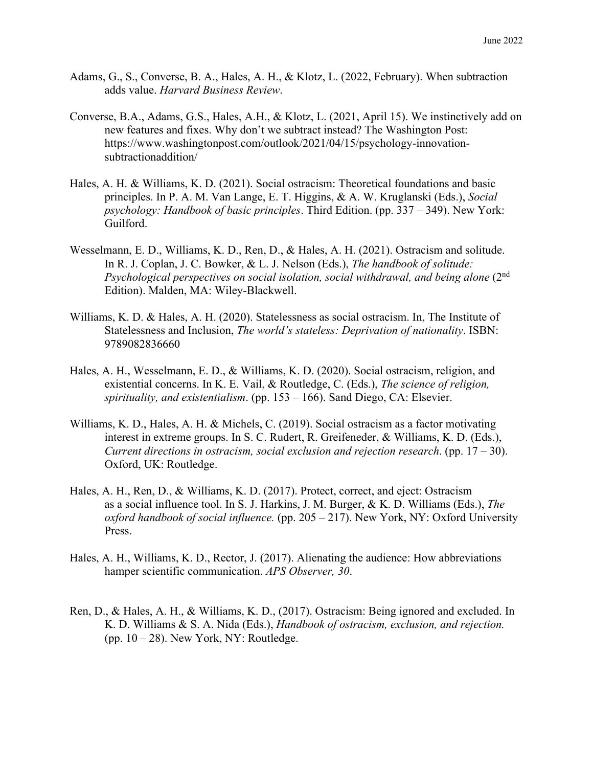Adams, G., S., Converse, B. A., Hales, A. H., & Klotz, L. (2022, February). When subtraction adds value. *Harvard Business Review*.

Converse, B.A., Adams, G.S., Hales, A.H., & Klotz, L. (2021, April 15). We instinctively add on new features and fixes. Why don't we subtract instead? The Washington Post: https://www.washingtonpost.com/outlook/2021/04/15/psychology-innovation-subtractionaddition/

Hales, A. H. & Williams, K. D. (2021). Social ostracism: Theoretical foundations and basic principles. In P. A. M. Van Lange, E. T. Higgins, & A. W. Kruglanski (Eds.), *Social psychology: Handbook of basic principles*. Third Edition. (pp. 337 – 349). New York: Guilford.

Wesselmann, E. D., Williams, K. D., Ren, D., & Hales, A. H. (2021). Ostracism and solitude. In R. J. Coplan, J. C. Bowker, & L. J. Nelson (Eds.), *The handbook of solitude: Psychological perspectives on social isolation, social withdrawal, and being alone* (2nd Edition). Malden, MA: Wiley-Blackwell.

Williams, K. D. & Hales, A. H. (2020). Statelessness as social ostracism. In, The Institute of Statelessness and Inclusion, *The world's stateless: Deprivation of nationality*. ISBN: 9789082836660

Hales, A. H., Wesselmann, E. D., & Williams, K. D. (2020). Social ostracism, religion, and existential concerns. In K. E. Vail, & Routledge, C. (Eds.), *The science of religion, spirituality, and existentialism*. (pp. 153 – 166). Sand Diego, CA: Elsevier.

Williams, K. D., Hales, A. H. & Michels, C. (2019). Social ostracism as a factor motivating interest in extreme groups. In S. C. Rudert, R. Greifeneder, & Williams, K. D. (Eds.), *Current directions in ostracism, social exclusion and rejection research*. (pp. 17 – 30). Oxford, UK: Routledge.

Hales, A. H., Ren, D., & Williams, K. D. (2017). Protect, correct, and eject: Ostracism as a social influence tool. In S. J. Harkins, J. M. Burger, & K. D. Williams (Eds.), *The oxford handbook of social influence.* (pp. 205 – 217). New York, NY: Oxford University Press.

Hales, A. H., Williams, K. D., Rector, J. (2017). Alienating the audience: How abbreviations hamper scientific communication. *APS Observer, 30*.

Ren, D., & Hales, A. H., & Williams, K. D., (2017). Ostracism: Being ignored and excluded. In K. D. Williams & S. A. Nida (Eds.), *Handbook of ostracism, exclusion, and rejection.* (pp. 10 – 28). New York, NY: Routledge.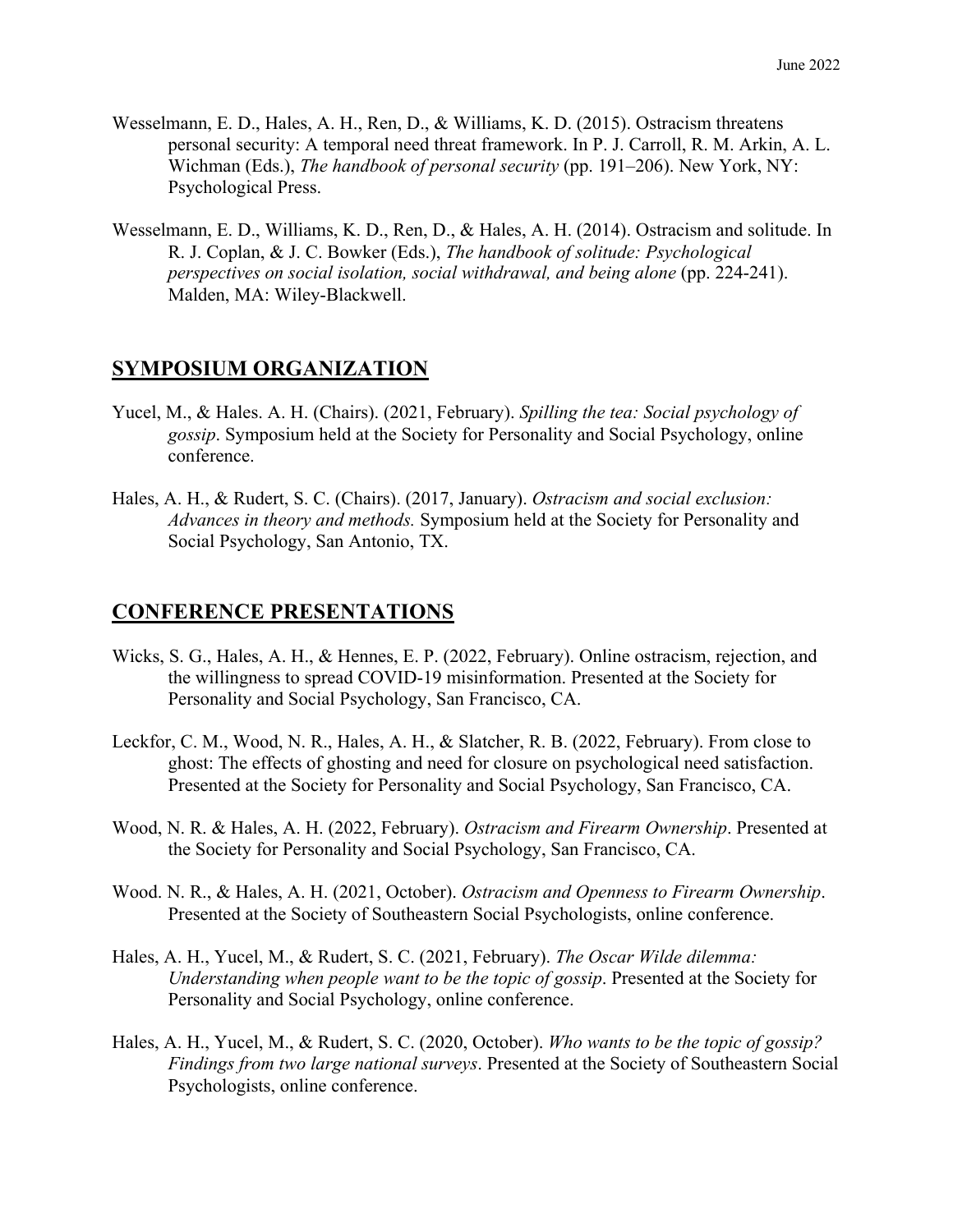Wesselmann, E. D., Hales, A. H., Ren, D., & Williams, K. D. (2015). Ostracism threatens personal security: A temporal need threat framework. In P. J. Carroll, R. M. Arkin, A. L. Wichman (Eds.), *The handbook of personal security* (pp. 191–206). New York, NY: Psychological Press.

Wesselmann, E. D., Williams, K. D., Ren, D., & Hales, A. H. (2014). Ostracism and solitude. In R. J. Coplan, & J. C. Bowker (Eds.), *The handbook of solitude: Psychological perspectives on social isolation, social withdrawal, and being alone* (pp. 224-241). Malden, MA: Wiley-Blackwell.

## SYMPOSIUM ORGANIZATION

Yucel, M., & Hales. A. H. (Chairs). (2021, February). *Spilling the tea: Social psychology of gossip*. Symposium held at the Society for Personality and Social Psychology, online conference.

Hales, A. H., & Rudert, S. C. (Chairs). (2017, January). *Ostracism and social exclusion: Advances in theory and methods.* Symposium held at the Society for Personality and Social Psychology, San Antonio, TX.

## CONFERENCE PRESENTATIONS

Wicks, S. G., Hales, A. H., & Hennes, E. P. (2022, February). Online ostracism, rejection, and the willingness to spread COVID-19 misinformation. Presented at the Society for Personality and Social Psychology, San Francisco, CA.

Leckfor, C. M., Wood, N. R., Hales, A. H., & Slatcher, R. B. (2022, February). From close to ghost: The effects of ghosting and need for closure on psychological need satisfaction. Presented at the Society for Personality and Social Psychology, San Francisco, CA.

Wood, N. R. & Hales, A. H. (2022, February). *Ostracism and Firearm Ownership*. Presented at the Society for Personality and Social Psychology, San Francisco, CA.

Wood. N. R., & Hales, A. H. (2021, October). *Ostracism and Openness to Firearm Ownership*. Presented at the Society of Southeastern Social Psychologists, online conference.

Hales, A. H., Yucel, M., & Rudert, S. C. (2021, February). *The Oscar Wilde dilemma: Understanding when people want to be the topic of gossip*. Presented at the Society for Personality and Social Psychology, online conference.

Hales, A. H., Yucel, M., & Rudert, S. C. (2020, October). *Who wants to be the topic of gossip? Findings from two large national surveys*. Presented at the Society of Southeastern Social Psychologists, online conference.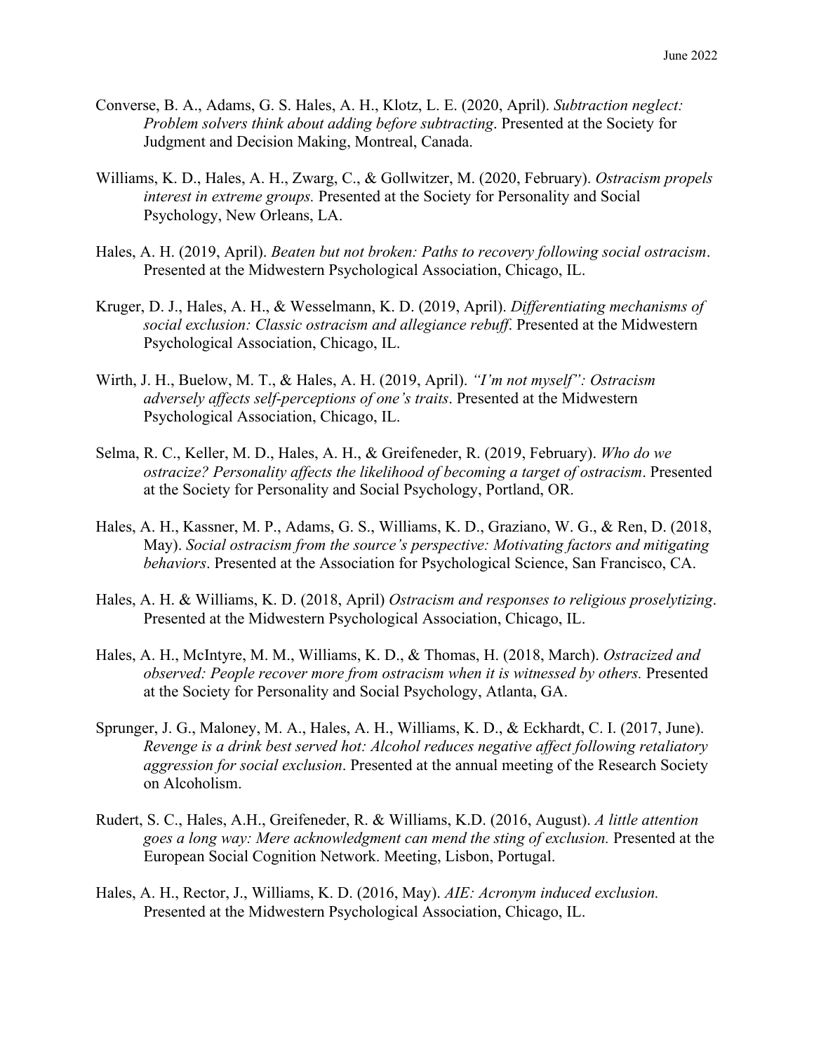Converse, B. A., Adams, G. S. Hales, A. H., Klotz, L. E. (2020, April). *Subtraction neglect: Problem solvers think about adding before subtracting*. Presented at the Society for Judgment and Decision Making, Montreal, Canada.

Williams, K. D., Hales, A. H., Zwarg, C., & Gollwitzer, M. (2020, February). *Ostracism propels interest in extreme groups.* Presented at the Society for Personality and Social Psychology, New Orleans, LA.

Hales, A. H. (2019, April). *Beaten but not broken: Paths to recovery following social ostracism*. Presented at the Midwestern Psychological Association, Chicago, IL.

Kruger, D. J., Hales, A. H., & Wesselmann, K. D. (2019, April). *Differentiating mechanisms of social exclusion: Classic ostracism and allegiance rebuff*. Presented at the Midwestern Psychological Association, Chicago, IL.

Wirth, J. H., Buelow, M. T., & Hales, A. H. (2019, April). *"I'm not myself": Ostracism adversely affects self-perceptions of one's traits*. Presented at the Midwestern Psychological Association, Chicago, IL.

Selma, R. C., Keller, M. D., Hales, A. H., & Greifeneder, R. (2019, February). *Who do we ostracize? Personality affects the likelihood of becoming a target of ostracism*. Presented at the Society for Personality and Social Psychology, Portland, OR.

Hales, A. H., Kassner, M. P., Adams, G. S., Williams, K. D., Graziano, W. G., & Ren, D. (2018, May). *Social ostracism from the source's perspective: Motivating factors and mitigating behaviors*. Presented at the Association for Psychological Science, San Francisco, CA.

Hales, A. H. & Williams, K. D. (2018, April) *Ostracism and responses to religious proselytizing*. Presented at the Midwestern Psychological Association, Chicago, IL.

Hales, A. H., McIntyre, M. M., Williams, K. D., & Thomas, H. (2018, March). *Ostracized and observed: People recover more from ostracism when it is witnessed by others.* Presented at the Society for Personality and Social Psychology, Atlanta, GA.

Sprunger, J. G., Maloney, M. A., Hales, A. H., Williams, K. D., & Eckhardt, C. I. (2017, June). *Revenge is a drink best served hot: Alcohol reduces negative affect following retaliatory aggression for social exclusion*. Presented at the annual meeting of the Research Society on Alcoholism.

Rudert, S. C., Hales, A.H., Greifeneder, R. & Williams, K.D. (2016, August). *A little attention goes a long way: Mere acknowledgment can mend the sting of exclusion.* Presented at the European Social Cognition Network. Meeting, Lisbon, Portugal.

Hales, A. H., Rector, J., Williams, K. D. (2016, May). *AIE: Acronym induced exclusion.* Presented at the Midwestern Psychological Association, Chicago, IL.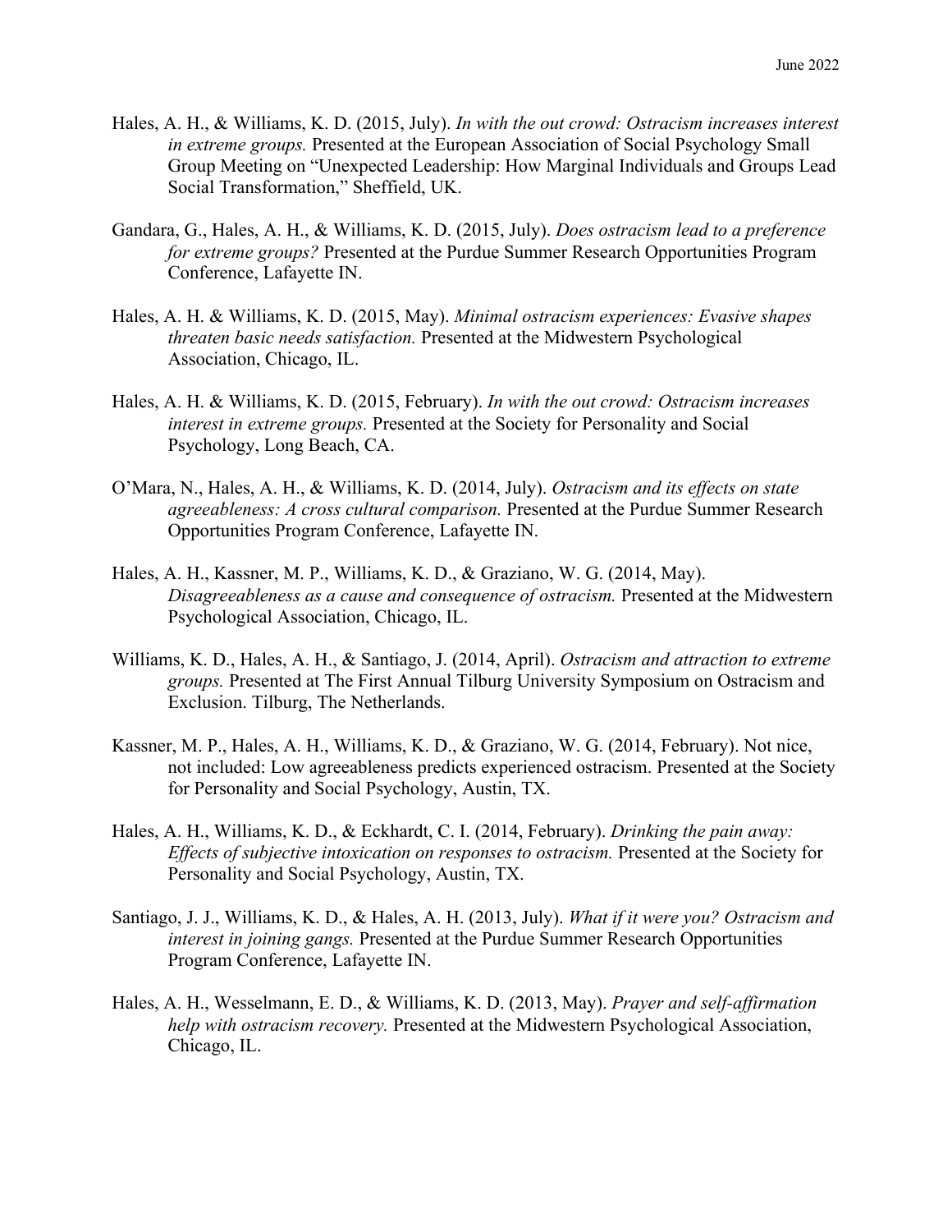Hales, A. H., & Williams, K. D. (2015, July). *In with the out crowd: Ostracism increases interest in extreme groups.* Presented at the European Association of Social Psychology Small Group Meeting on "Unexpected Leadership: How Marginal Individuals and Groups Lead Social Transformation," Sheffield, UK.

Gandara, G., Hales, A. H., & Williams, K. D. (2015, July). *Does ostracism lead to a preference for extreme groups?* Presented at the Purdue Summer Research Opportunities Program Conference, Lafayette IN.

Hales, A. H. & Williams, K. D. (2015, May). *Minimal ostracism experiences: Evasive shapes threaten basic needs satisfaction.* Presented at the Midwestern Psychological Association, Chicago, IL.

Hales, A. H. & Williams, K. D. (2015, February). *In with the out crowd: Ostracism increases interest in extreme groups.* Presented at the Society for Personality and Social Psychology, Long Beach, CA.

O'Mara, N., Hales, A. H., & Williams, K. D. (2014, July). *Ostracism and its effects on state agreeableness: A cross cultural comparison.* Presented at the Purdue Summer Research Opportunities Program Conference, Lafayette IN.

Hales, A. H., Kassner, M. P., Williams, K. D., & Graziano, W. G. (2014, May). *Disagreeableness as a cause and consequence of ostracism.* Presented at the Midwestern Psychological Association, Chicago, IL.

Williams, K. D., Hales, A. H., & Santiago, J. (2014, April). *Ostracism and attraction to extreme groups.* Presented at The First Annual Tilburg University Symposium on Ostracism and Exclusion. Tilburg, The Netherlands.

Kassner, M. P., Hales, A. H., Williams, K. D., & Graziano, W. G. (2014, February). Not nice, not included: Low agreeableness predicts experienced ostracism. Presented at the Society for Personality and Social Psychology, Austin, TX.

Hales, A. H., Williams, K. D., & Eckhardt, C. I. (2014, February). *Drinking the pain away: Effects of subjective intoxication on responses to ostracism.* Presented at the Society for Personality and Social Psychology, Austin, TX.

Santiago, J. J., Williams, K. D., & Hales, A. H. (2013, July). *What if it were you? Ostracism and interest in joining gangs.* Presented at the Purdue Summer Research Opportunities Program Conference, Lafayette IN.

Hales, A. H., Wesselmann, E. D., & Williams, K. D. (2013, May). *Prayer and self-affirmation help with ostracism recovery.* Presented at the Midwestern Psychological Association, Chicago, IL.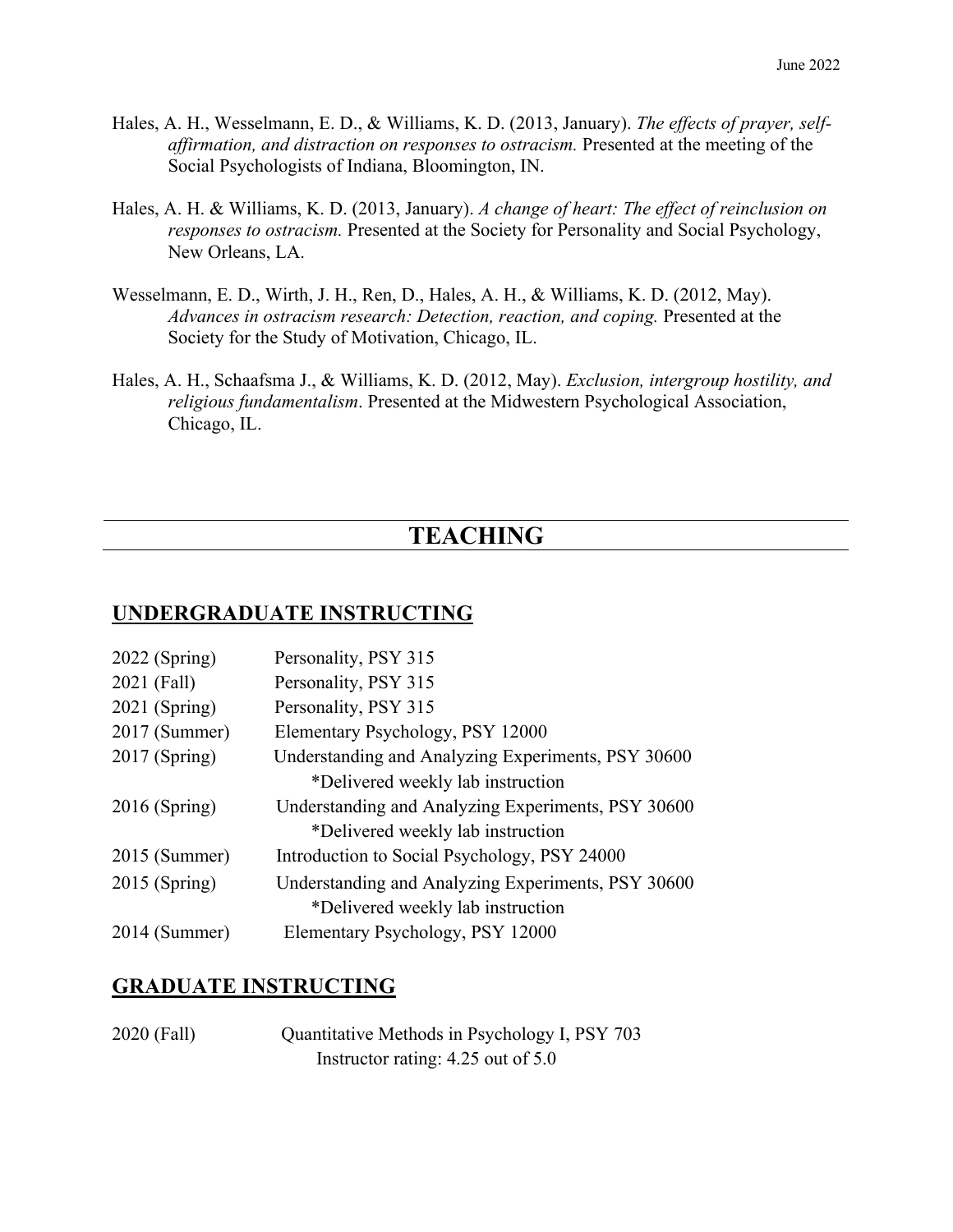Hales, A. H., Wesselmann, E. D., & Williams, K. D. (2013, January). *The effects of prayer, self-affirmation, and distraction on responses to ostracism.* Presented at the meeting of the Social Psychologists of Indiana, Bloomington, IN.

Hales, A. H. & Williams, K. D. (2013, January). *A change of heart: The effect of reinclusion on responses to ostracism.* Presented at the Society for Personality and Social Psychology, New Orleans, LA.

Wesselmann, E. D., Wirth, J. H., Ren, D., Hales, A. H., & Williams, K. D. (2012, May). *Advances in ostracism research: Detection, reaction, and coping.* Presented at the Society for the Study of Motivation, Chicago, IL.

Hales, A. H., Schaafsma J., & Williams, K. D. (2012, May). *Exclusion, intergroup hostility, and religious fundamentalism*. Presented at the Midwestern Psychological Association, Chicago, IL.

# TEACHING

## UNDERGRADUATE INSTRUCTING

| | |
|---|---|
| 2022 (Spring) | Personality, PSY 315 |
| 2021 (Fall) | Personality, PSY 315 |
| 2021 (Spring) | Personality, PSY 315 |
| 2017 (Summer) | Elementary Psychology, PSY 12000 |
| 2017 (Spring) | Understanding and Analyzing Experiments, PSY 30600<br>*Delivered weekly lab instruction |
| 2016 (Spring) | Understanding and Analyzing Experiments, PSY 30600<br>*Delivered weekly lab instruction |
| 2015 (Summer) | Introduction to Social Psychology, PSY 24000 |
| 2015 (Spring) | Understanding and Analyzing Experiments, PSY 30600<br>*Delivered weekly lab instruction |
| 2014 (Summer) | Elementary Psychology, PSY 12000 |

## GRADUATE INSTRUCTING

| | |
|---|---|
| 2020 (Fall) | Quantitative Methods in Psychology I, PSY 703<br>Instructor rating: 4.25 out of 5.0 |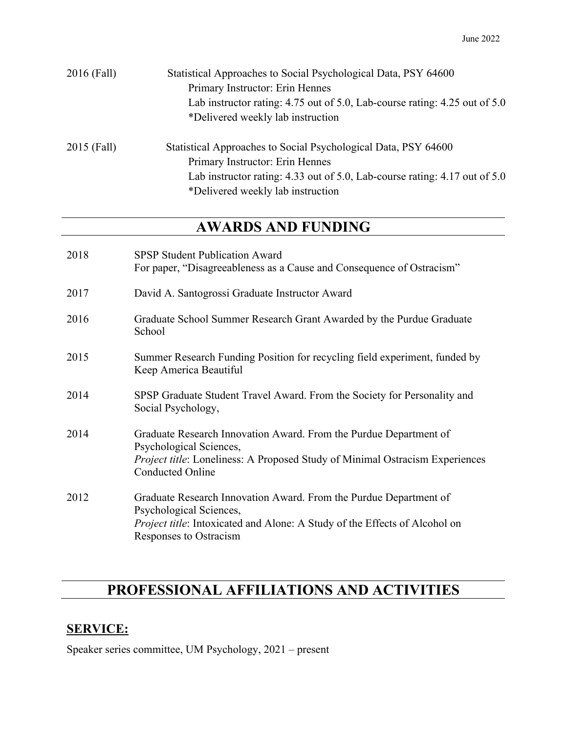2016 (Fall) Statistical Approaches to Social Psychological Data, PSY 64600
Primary Instructor: Erin Hennes
Lab instructor rating: 4.75 out of 5.0, Lab-course rating: 4.25 out of 5.0
*Delivered weekly lab instruction

2015 (Fall) Statistical Approaches to Social Psychological Data, PSY 64600
Primary Instructor: Erin Hennes
Lab instructor rating: 4.33 out of 5.0, Lab-course rating: 4.17 out of 5.0
*Delivered weekly lab instruction

# AWARDS AND FUNDING

2018 SPSP Student Publication Award
For paper, "Disagreeableness as a Cause and Consequence of Ostracism"

2017 David A. Santogrossi Graduate Instructor Award

2016 Graduate School Summer Research Grant Awarded by the Purdue Graduate School

2015 Summer Research Funding Position for recycling field experiment, funded by Keep America Beautiful

2014 SPSP Graduate Student Travel Award. From the Society for Personality and Social Psychology,

2014 Graduate Research Innovation Award. From the Purdue Department of Psychological Sciences,
*Project title*: Loneliness: A Proposed Study of Minimal Ostracism Experiences Conducted Online

2012 Graduate Research Innovation Award. From the Purdue Department of Psychological Sciences,
*Project title*: Intoxicated and Alone: A Study of the Effects of Alcohol on Responses to Ostracism

# PROFESSIONAL AFFILIATIONS AND ACTIVITIES

## SERVICE:

Speaker series committee, UM Psychology, 2021 – present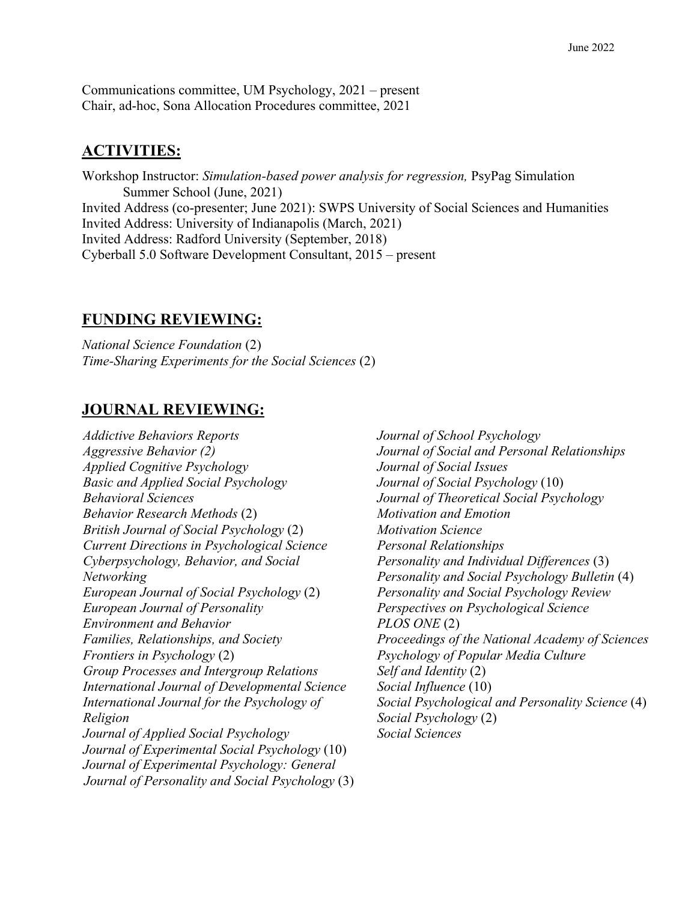Communications committee, UM Psychology, 2021 – present
Chair, ad-hoc, Sona Allocation Procedures committee, 2021

## ACTIVITIES:

Workshop Instructor: *Simulation-based power analysis for regression,* PsyPag Simulation Summer School (June, 2021)
Invited Address (co-presenter; June 2021): SWPS University of Social Sciences and Humanities
Invited Address: University of Indianapolis (March, 2021)
Invited Address: Radford University (September, 2018)
Cyberball 5.0 Software Development Consultant, 2015 – present

## FUNDING REVIEWING:

*National Science Foundation* (2)
*Time-Sharing Experiments for the Social Sciences* (2)

## JOURNAL REVIEWING:

*Addictive Behaviors Reports*
*Aggressive Behavior (2)*
*Applied Cognitive Psychology*
*Basic and Applied Social Psychology*
*Behavioral Sciences*
*Behavior Research Methods* (2)
*British Journal of Social Psychology* (2)
*Current Directions in Psychological Science*
*Cyberpsychology, Behavior, and Social Networking*
*European Journal of Social Psychology* (2)
*European Journal of Personality*
*Environment and Behavior*
*Families, Relationships, and Society*
*Frontiers in Psychology* (2)
*Group Processes and Intergroup Relations*
*International Journal of Developmental Science*
*International Journal for the Psychology of Religion*
*Journal of Applied Social Psychology*
*Journal of Experimental Social Psychology* (10)
*Journal of Experimental Psychology: General*
*Journal of Personality and Social Psychology* (3)
*Journal of School Psychology*
*Journal of Social and Personal Relationships*
*Journal of Social Issues*
*Journal of Social Psychology* (10)
*Journal of Theoretical Social Psychology*
*Motivation and Emotion*
*Motivation Science*
*Personal Relationships*
*Personality and Individual Differences* (3)
*Personality and Social Psychology Bulletin* (4)
*Personality and Social Psychology Review*
*Perspectives on Psychological Science*
*PLOS ONE* (2)
*Proceedings of the National Academy of Sciences*
*Psychology of Popular Media Culture*
*Self and Identity* (2)
*Social Influence* (10)
*Social Psychological and Personality Science* (4)
*Social Psychology* (2)
*Social Sciences*